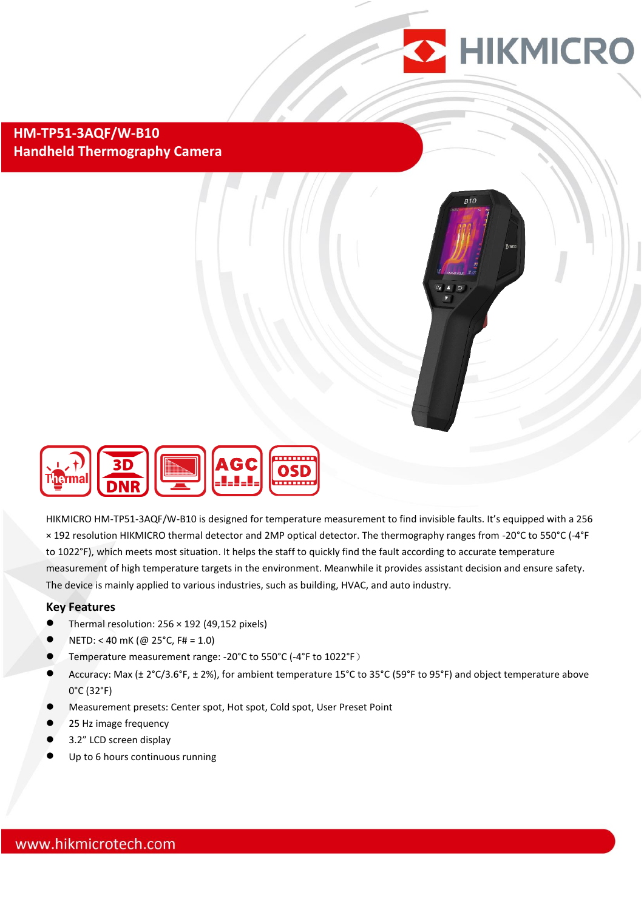HIKMICRO

# HM-TP51-3AQF/W-B10
## Handheld Thermography Camera

HIKMICRO HM-TP51-3AQF/W-B10 is designed for temperature measurement to find invisible faults. It's equipped with a 256 × 192 resolution HIKMICRO thermal detector and 2MP optical detector. The thermography ranges from -20°C to 550°C (-4°F to 1022°F), which meets most situation. It helps the staff to quickly find the fault according to accurate temperature measurement of high temperature targets in the environment. Meanwhile it provides assistant decision and ensure safety. The device is mainly applied to various industries, such as building, HVAC, and auto industry.

### Key Features

- Thermal resolution: 256 × 192 (49,152 pixels)
- NETD: < 40 mK (@ 25°C, F# = 1.0)
- Temperature measurement range: -20°C to 550°C (-4°F to 1022°F)
- Accuracy: Max (± 2°C/3.6°F, ± 2%), for ambient temperature 15°C to 35°C (59°F to 95°F) and object temperature above 0°C (32°F)
- Measurement presets: Center spot, Hot spot, Cold spot, User Preset Point
- 25 Hz image frequency
- 3.2" LCD screen display
- Up to 6 hours continuous running

www.hikmicrotech.com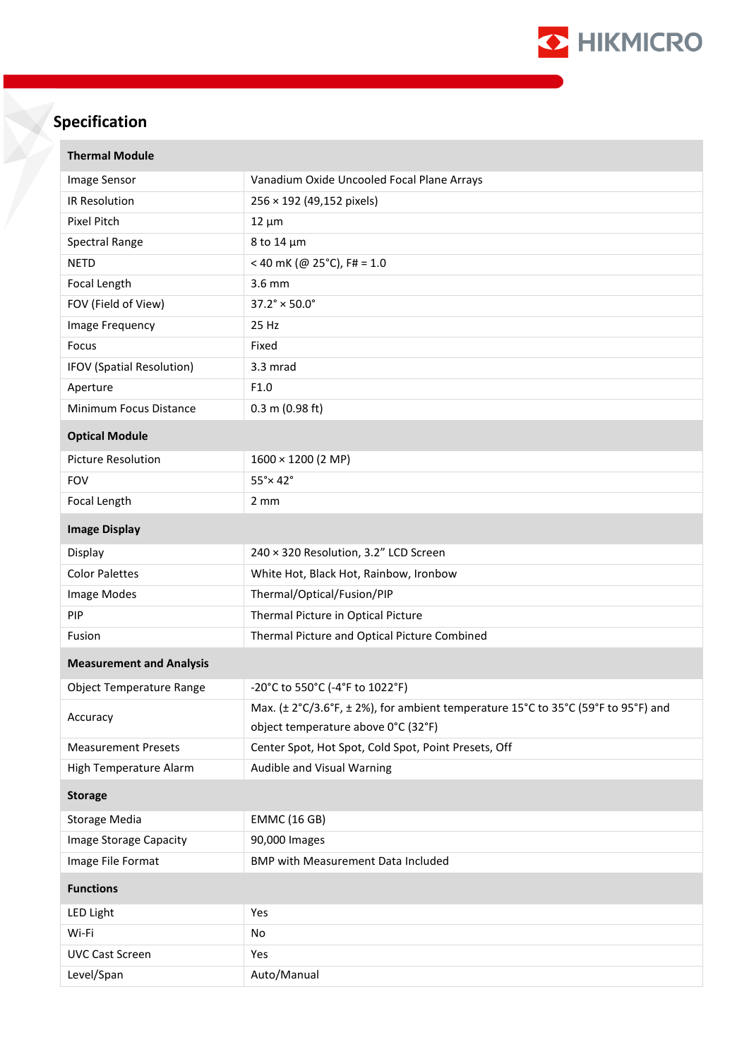## Specification

| **Thermal Module** | |
|---|---|
| Image Sensor | Vanadium Oxide Uncooled Focal Plane Arrays |
| IR Resolution | 256 × 192 (49,152 pixels) |
| Pixel Pitch | 12 µm |
| Spectral Range | 8 to 14 µm |
| NETD | < 40 mK (@ 25°C), F# = 1.0 |
| Focal Length | 3.6 mm |
| FOV (Field of View) | 37.2° × 50.0° |
| Image Frequency | 25 Hz |
| Focus | Fixed |
| IFOV (Spatial Resolution) | 3.3 mrad |
| Aperture | F1.0 |
| Minimum Focus Distance | 0.3 m (0.98 ft) |
| **Optical Module** | |
| Picture Resolution | 1600 × 1200 (2 MP) |
| FOV | 55°× 42° |
| Focal Length | 2 mm |
| **Image Display** | |
| Display | 240 × 320 Resolution, 3.2" LCD Screen |
| Color Palettes | White Hot, Black Hot, Rainbow, Ironbow |
| Image Modes | Thermal/Optical/Fusion/PIP |
| PIP | Thermal Picture in Optical Picture |
| Fusion | Thermal Picture and Optical Picture Combined |
| **Measurement and Analysis** | |
| Object Temperature Range | -20°C to 550°C (-4°F to 1022°F) |
| Accuracy | Max. (± 2°C/3.6°F, ± 2%), for ambient temperature 15°C to 35°C (59°F to 95°F) and object temperature above 0°C (32°F) |
| Measurement Presets | Center Spot, Hot Spot, Cold Spot, Point Presets, Off |
| High Temperature Alarm | Audible and Visual Warning |
| **Storage** | |
| Storage Media | EMMC (16 GB) |
| Image Storage Capacity | 90,000 Images |
| Image File Format | BMP with Measurement Data Included |
| **Functions** | |
| LED Light | Yes |
| Wi-Fi | No |
| UVC Cast Screen | Yes |
| Level/Span | Auto/Manual |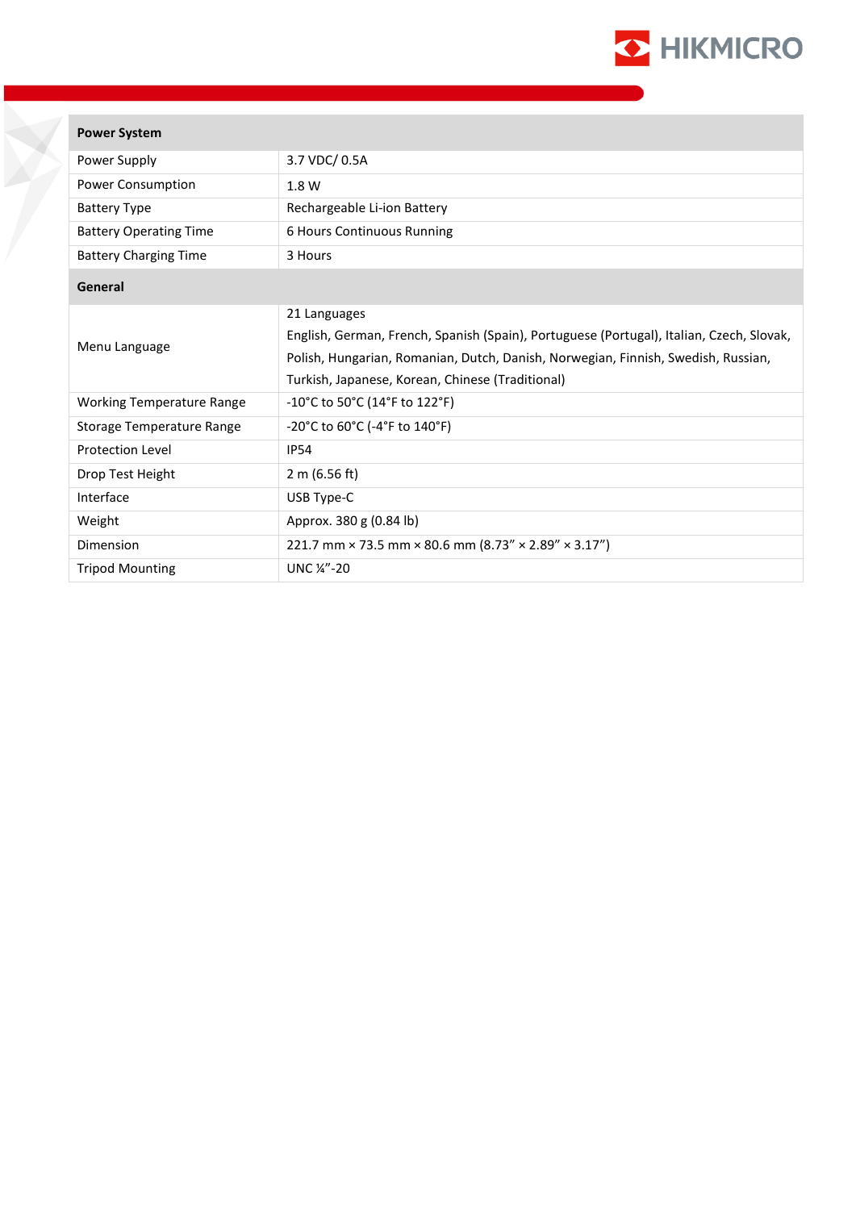| Power System | |
|---|---|
| Power Supply | 3.7 VDC/ 0.5A |
| Power Consumption | 1.8 W |
| Battery Type | Rechargeable Li-ion Battery |
| Battery Operating Time | 6 Hours Continuous Running |
| Battery Charging Time | 3 Hours |
| **General** | |
| Menu Language | 21 Languages<br>English, German, French, Spanish (Spain), Portuguese (Portugal), Italian, Czech, Slovak, Polish, Hungarian, Romanian, Dutch, Danish, Norwegian, Finnish, Swedish, Russian, Turkish, Japanese, Korean, Chinese (Traditional) |
| Working Temperature Range | -10°C to 50°C (14°F to 122°F) |
| Storage Temperature Range | -20°C to 60°C (-4°F to 140°F) |
| Protection Level | IP54 |
| Drop Test Height | 2 m (6.56 ft) |
| Interface | USB Type-C |
| Weight | Approx. 380 g (0.84 lb) |
| Dimension | 221.7 mm × 73.5 mm × 80.6 mm (8.73” × 2.89” × 3.17”) |
| Tripod Mounting | UNC ¼”-20 |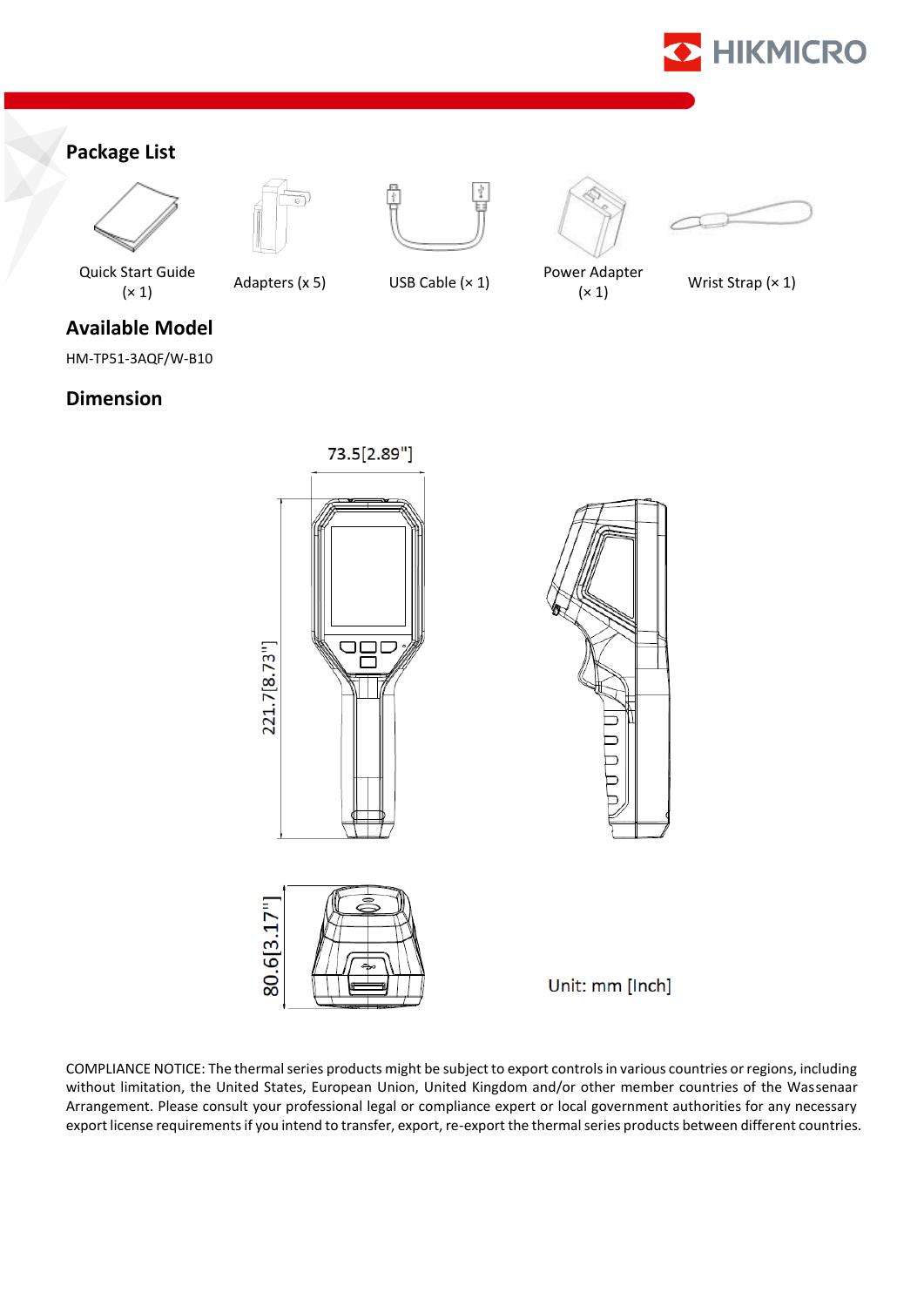## Package List

Quick Start Guide (× 1)

Adapters (x 5)

USB Cable (× 1)

Power Adapter (× 1)

Wrist Strap (× 1)

## Available Model

HM-TP51-3AQF/W-B10

## Dimension

73.5[2.89"]

221.7[8.73"]

80.6[3.17"]

Unit: mm [Inch]

COMPLIANCE NOTICE: The thermal series products might be subject to export controls in various countries or regions, including without limitation, the United States, European Union, United Kingdom and/or other member countries of the Wassenaar Arrangement. Please consult your professional legal or compliance expert or local government authorities for any necessary export license requirements if you intend to transfer, export, re-export the thermal series products between different countries.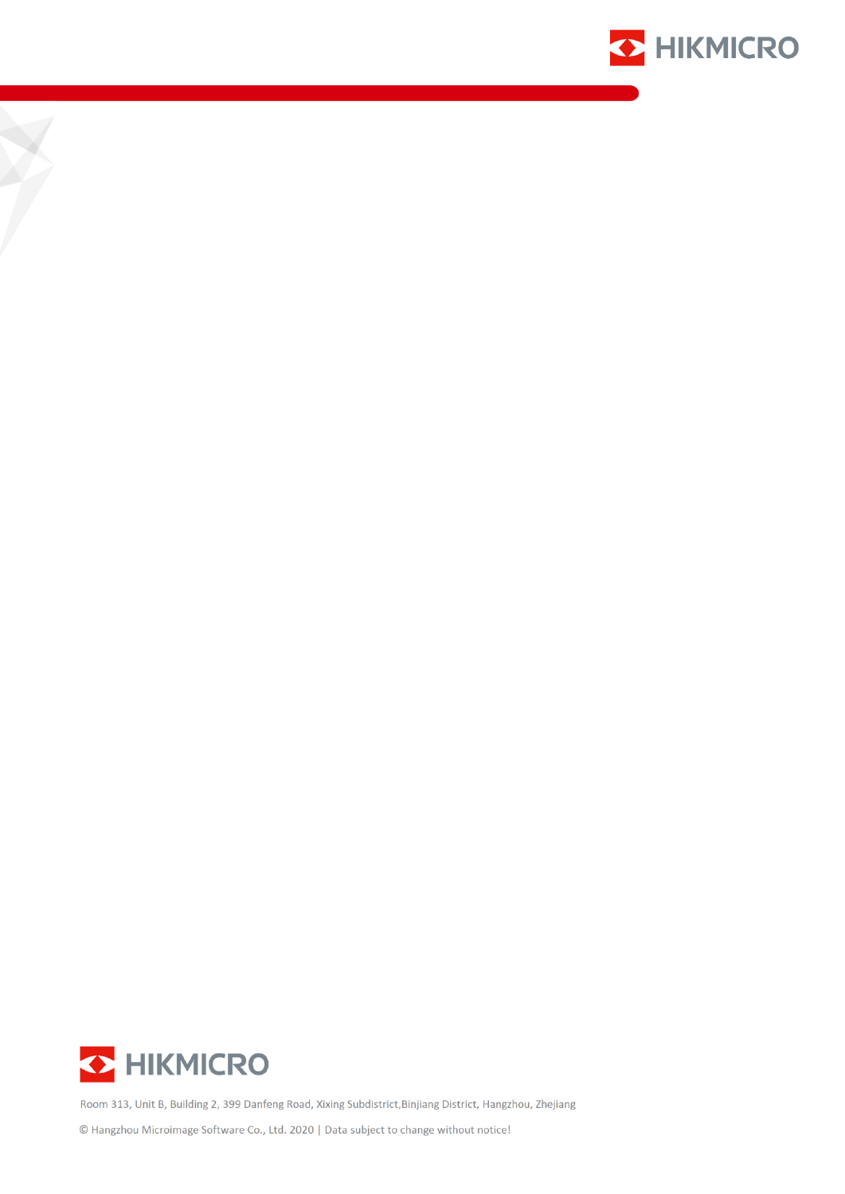HIKMICRO

Room 313, Unit B, Building 2, 399 Danfeng Road, Xixing Subdistrict,Binjiang District, Hangzhou, Zhejiang

© Hangzhou Microimage Software Co., Ltd. 2020 | Data subject to change without notice!